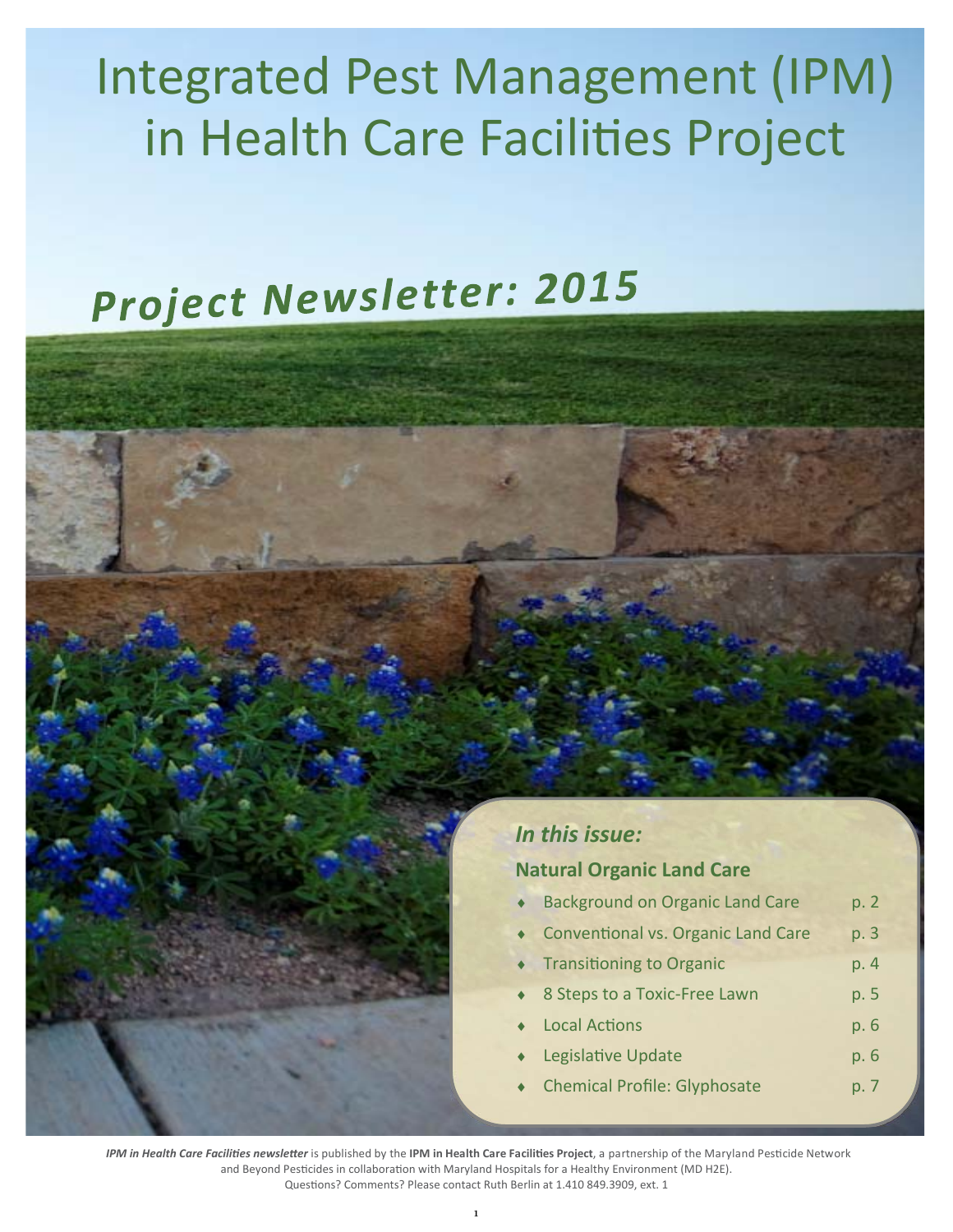# Integrated Pest Management (IPM) in Health Care Facilities Project

## *Project Newsletter: 2015*

### *In this issue:*

**Natural Organic Land Care**

- Background on Organic Land Care p. 2
- Conventional vs. Organic Land Care p. 3
- Transitioning to Organic p. 4
- 8 Steps to a Toxic-Free Lawn p. 5
- Local Actions p. 6
- Legislative Update p. 6
- Chemical Profile: Glyphosate p. 7

***IPM in Health Care Facilities newsletter*** is published by the **IPM in Health Care Facilities Project**, a partnership of the Maryland Pesticide Network and Beyond Pesticides in collaboration with Maryland Hospitals for a Healthy Environment (MD H2E).
Questions? Comments? Please contact Ruth Berlin at 1.410 849.3909, ext. 1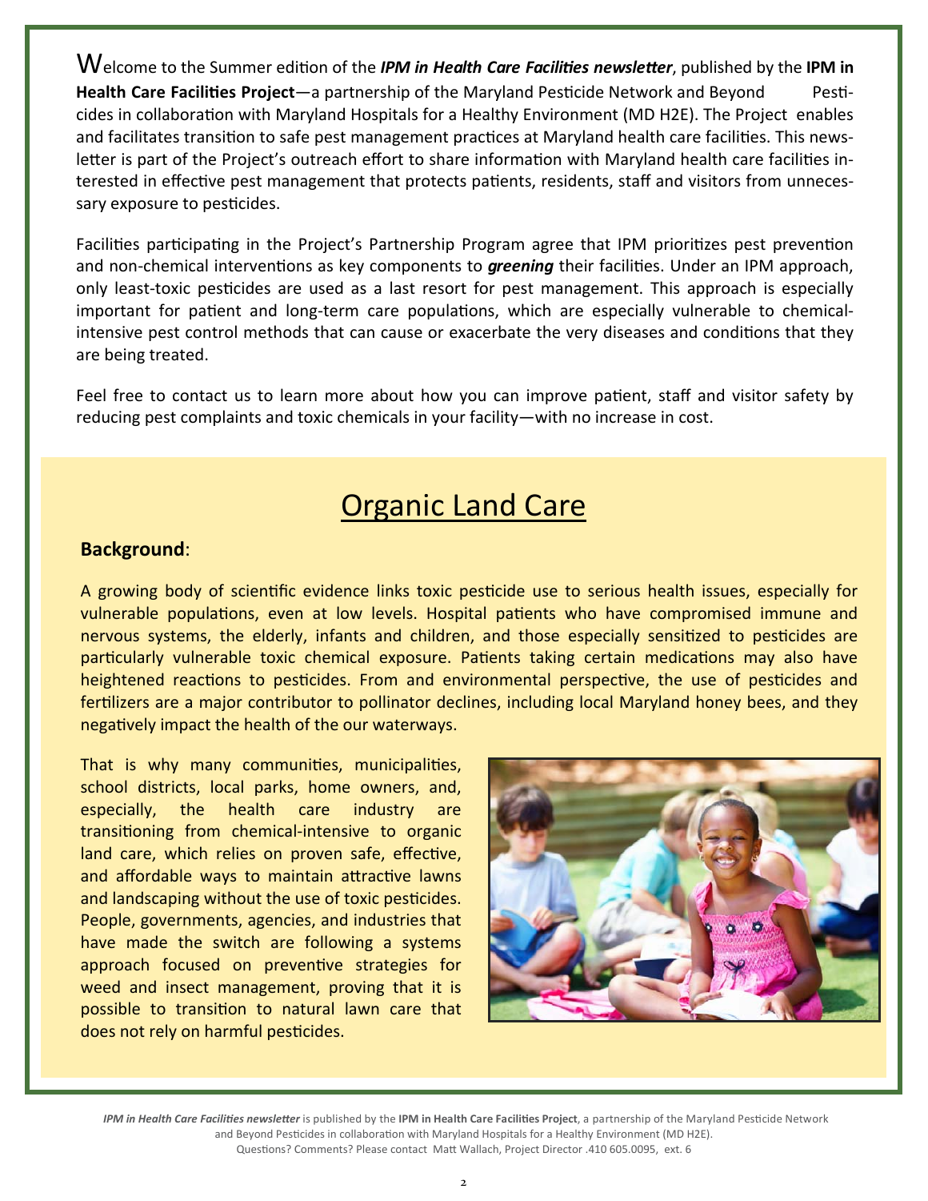Welcome to the Summer edition of the ***IPM in Health Care Facilities newsletter***, published by the **IPM in Health Care Facilities Project**—a partnership of the Maryland Pesticide Network and Beyond Pesticides in collaboration with Maryland Hospitals for a Healthy Environment (MD H2E). The Project enables and facilitates transition to safe pest management practices at Maryland health care facilities. This newsletter is part of the Project's outreach effort to share information with Maryland health care facilities interested in effective pest management that protects patients, residents, staff and visitors from unnecessary exposure to pesticides.

Facilities participating in the Project's Partnership Program agree that IPM prioritizes pest prevention and non-chemical interventions as key components to ***greening*** their facilities. Under an IPM approach, only least-toxic pesticides are used as a last resort for pest management. This approach is especially important for patient and long-term care populations, which are especially vulnerable to chemical-intensive pest control methods that can cause or exacerbate the very diseases and conditions that they are being treated.

Feel free to contact us to learn more about how you can improve patient, staff and visitor safety by reducing pest complaints and toxic chemicals in your facility—with no increase in cost.

# Organic Land Care

**Background**:

A growing body of scientific evidence links toxic pesticide use to serious health issues, especially for vulnerable populations, even at low levels. Hospital patients who have compromised immune and nervous systems, the elderly, infants and children, and those especially sensitized to pesticides are particularly vulnerable toxic chemical exposure. Patients taking certain medications may also have heightened reactions to pesticides. From and environmental perspective, the use of pesticides and fertilizers are a major contributor to pollinator declines, including local Maryland honey bees, and they negatively impact the health of the our waterways.

That is why many communities, municipalities, school districts, local parks, home owners, and, especially, the health care industry are transitioning from chemical-intensive to organic land care, which relies on proven safe, effective, and affordable ways to maintain attractive lawns and landscaping without the use of toxic pesticides. People, governments, agencies, and industries that have made the switch are following a systems approach focused on preventive strategies for weed and insect management, proving that it is possible to transition to natural lawn care that does not rely on harmful pesticides.

*IPM in Health Care Facilities newsletter* is published by the **IPM in Health Care Facilities Project**, a partnership of the Maryland Pesticide Network and Beyond Pesticides in collaboration with Maryland Hospitals for a Healthy Environment (MD H2E).
Questions? Comments? Please contact Matt Wallach, Project Director .410 605.0095, ext. 6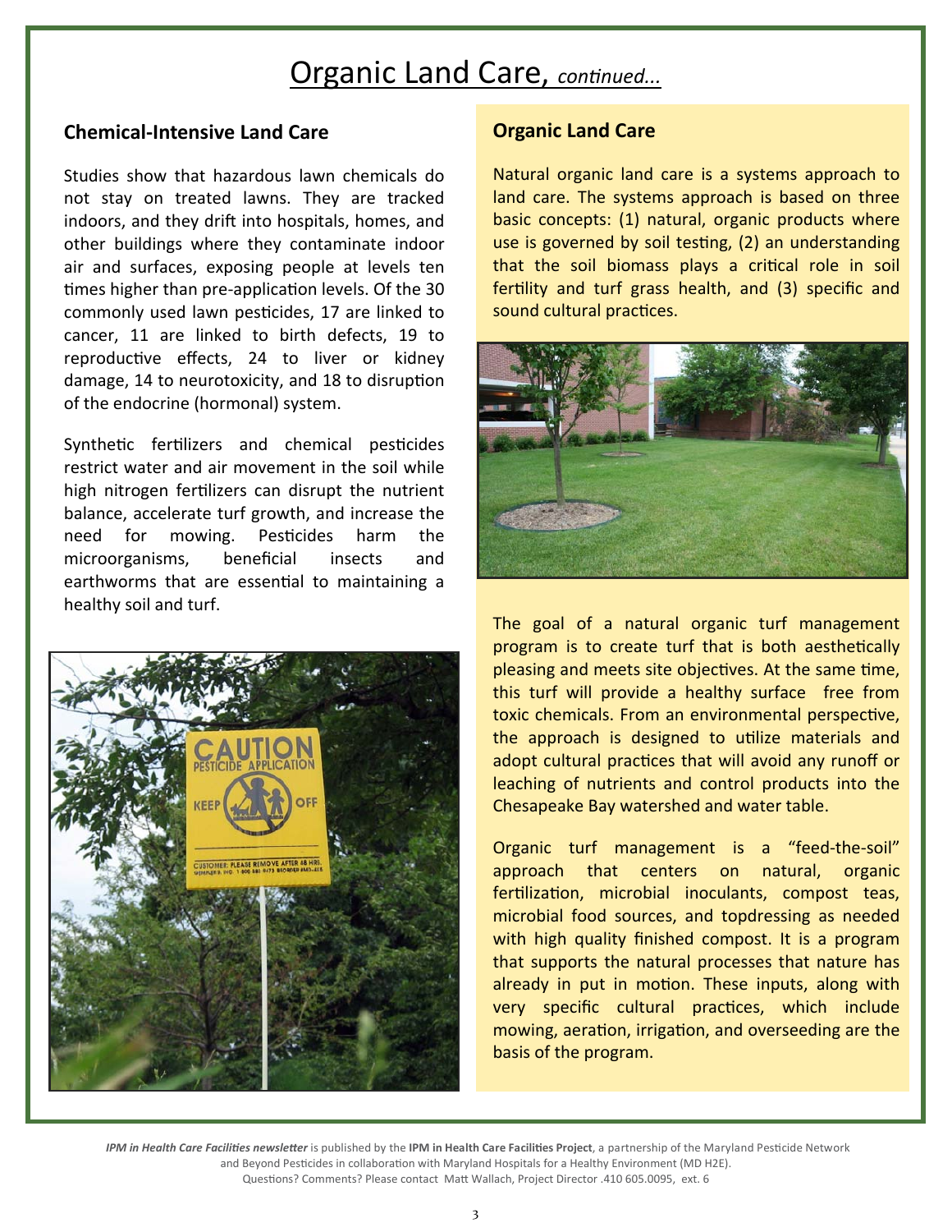# Organic Land Care, *continued…*

## Chemical-Intensive Land Care

Studies show that hazardous lawn chemicals do not stay on treated lawns. They are tracked indoors, and they drift into hospitals, homes, and other buildings where they contaminate indoor air and surfaces, exposing people at levels ten times higher than pre-application levels. Of the 30 commonly used lawn pesticides, 17 are linked to cancer, 11 are linked to birth defects, 19 to reproductive effects, 24 to liver or kidney damage, 14 to neurotoxicity, and 18 to disruption of the endocrine (hormonal) system.

Synthetic fertilizers and chemical pesticides restrict water and air movement in the soil while high nitrogen fertilizers can disrupt the nutrient balance, accelerate turf growth, and increase the need for mowing. Pesticides harm the microorganisms, beneficial insects and earthworms that are essential to maintaining a healthy soil and turf.

## Organic Land Care

Natural organic land care is a systems approach to land care. The systems approach is based on three basic concepts: (1) natural, organic products where use is governed by soil testing, (2) an understanding that the soil biomass plays a critical role in soil fertility and turf grass health, and (3) specific and sound cultural practices.

The goal of a natural organic turf management program is to create turf that is both aesthetically pleasing and meets site objectives. At the same time, this turf will provide a healthy surface free from toxic chemicals. From an environmental perspective, the approach is designed to utilize materials and adopt cultural practices that will avoid any runoff or leaching of nutrients and control products into the Chesapeake Bay watershed and water table.

Organic turf management is a "feed-the-soil" approach that centers on natural, organic fertilization, microbial inoculants, compost teas, microbial food sources, and topdressing as needed with high quality finished compost. It is a program that supports the natural processes that nature has already in put in motion. These inputs, along with very specific cultural practices, which include mowing, aeration, irrigation, and overseeding are the basis of the program.

*IPM in Health Care Facilities newsletter* is published by the **IPM in Health Care Facilities Project**, a partnership of the Maryland Pesticide Network and Beyond Pesticides in collaboration with Maryland Hospitals for a Healthy Environment (MD H2E). Questions? Comments? Please contact Matt Wallach, Project Director .410 605.0095, ext. 6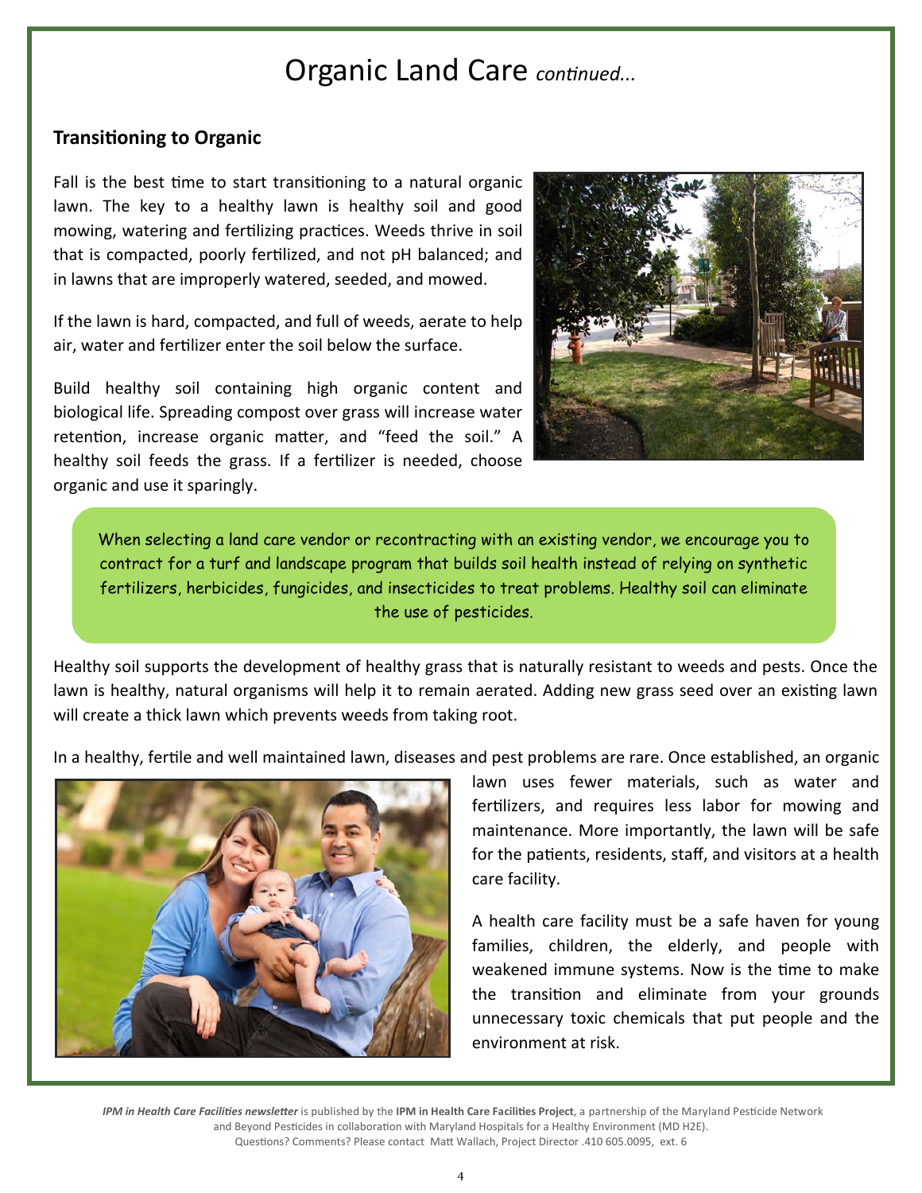# Organic Land Care *continued...*

## Transitioning to Organic

Fall is the best time to start transitioning to a natural organic lawn. The key to a healthy lawn is healthy soil and good mowing, watering and fertilizing practices. Weeds thrive in soil that is compacted, poorly fertilized, and not pH balanced; and in lawns that are improperly watered, seeded, and mowed.

If the lawn is hard, compacted, and full of weeds, aerate to help air, water and fertilizer enter the soil below the surface.

Build healthy soil containing high organic content and biological life. Spreading compost over grass will increase water retention, increase organic matter, and "feed the soil." A healthy soil feeds the grass. If a fertilizer is needed, choose organic and use it sparingly.

> When selecting a land care vendor or recontracting with an existing vendor, we encourage you to contract for a turf and landscape program that builds soil health instead of relying on synthetic fertilizers, herbicides, fungicides, and insecticides to treat problems. Healthy soil can eliminate the use of pesticides.

Healthy soil supports the development of healthy grass that is naturally resistant to weeds and pests. Once the lawn is healthy, natural organisms will help it to remain aerated. Adding new grass seed over an existing lawn will create a thick lawn which prevents weeds from taking root.

In a healthy, fertile and well maintained lawn, diseases and pest problems are rare. Once established, an organic lawn uses fewer materials, such as water and fertilizers, and requires less labor for mowing and maintenance. More importantly, the lawn will be safe for the patients, residents, staff, and visitors at a health care facility.

A health care facility must be a safe haven for young families, children, the elderly, and people with weakened immune systems. Now is the time to make the transition and eliminate from your grounds unnecessary toxic chemicals that put people and the environment at risk.

***IPM in Health Care Facilities newsletter*** is published by the **IPM in Health Care Facilities Project**, a partnership of the Maryland Pesticide Network and Beyond Pesticides in collaboration with Maryland Hospitals for a Healthy Environment (MD H2E). Questions? Comments? Please contact Matt Wallach, Project Director .410 605.0095, ext. 6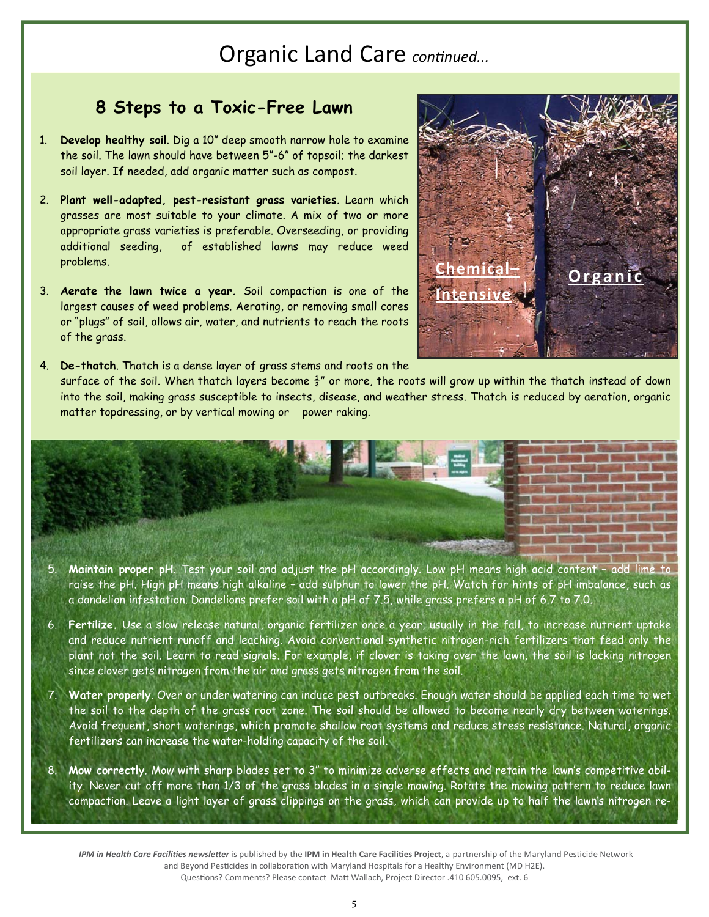# Organic Land Care *continued...*

## 8 Steps to a Toxic-Free Lawn

1. **Develop healthy soil**. Dig a 10" deep smooth narrow hole to examine the soil. The lawn should have between 5"-6" of topsoil; the darkest soil layer. If needed, add organic matter such as compost.

2. **Plant well-adapted, pest-resistant grass varieties**. Learn which grasses are most suitable to your climate. A mix of two or more appropriate grass varieties is preferable. Overseeding, or providing additional seeding, of established lawns may reduce weed problems.

3. **Aerate the lawn twice a year.** Soil compaction is one of the largest causes of weed problems. Aerating, or removing small cores or "plugs" of soil, allows air, water, and nutrients to reach the roots of the grass.

4. **De-thatch**. Thatch is a dense layer of grass stems and roots on the surface of the soil. When thatch layers become ½" or more, the roots will grow up within the thatch instead of down into the soil, making grass susceptible to insects, disease, and weather stress. Thatch is reduced by aeration, organic matter topdressing, or by vertical mowing or power raking.

5. **Maintain proper pH**. Test your soil and adjust the pH accordingly. Low pH means high acid content - add lime to raise the pH. High pH means high alkaline - add sulphur to lower the pH. Watch for hints of pH imbalance, such as a dandelion infestation. Dandelions prefer soil with a pH of 7.5, while grass prefers a pH of 6.7 to 7.0.

6. **Fertilize.** Use a slow release natural, organic fertilizer once a year, usually in the fall, to increase nutrient uptake and reduce nutrient runoff and leaching. Avoid conventional synthetic nitrogen-rich fertilizers that feed only the plant not the soil. Learn to read signals. For example, if clover is taking over the lawn, the soil is lacking nitrogen since clover gets nitrogen from the air and grass gets nitrogen from the soil.

7. **Water properly**. Over or under watering can induce pest outbreaks. Enough water should be applied each time to wet the soil to the depth of the grass root zone. The soil should be allowed to become nearly dry between waterings. Avoid frequent, short waterings, which promote shallow root systems and reduce stress resistance. Natural, organic fertilizers can increase the water-holding capacity of the soil.

8. **Mow correctly**. Mow with sharp blades set to 3" to minimize adverse effects and retain the lawn's competitive ability. Never cut off more than 1/3 of the grass blades in a single mowing. Rotate the mowing pattern to reduce lawn compaction. Leave a light layer of grass clippings on the grass, which can provide up to half the lawn's nitrogen re-

*IPM in Health Care Facilities newsletter* is published by the **IPM in Health Care Facilities Project**, a partnership of the Maryland Pesticide Network and Beyond Pesticides in collaboration with Maryland Hospitals for a Healthy Environment (MD H2E).
Questions? Comments? Please contact Matt Wallach, Project Director .410 605.0095, ext. 6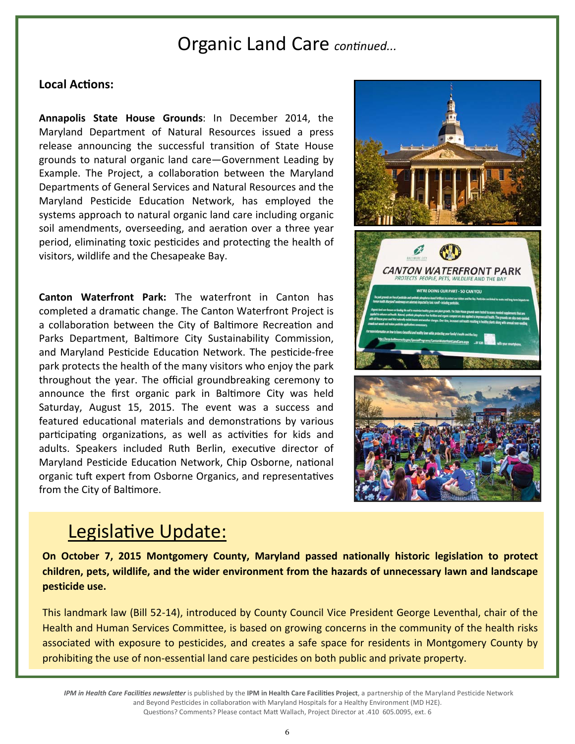# Organic Land Care *continued...*

**Local Actions:**

**Annapolis State House Grounds**: In December 2014, the Maryland Department of Natural Resources issued a press release announcing the successful transition of State House grounds to natural organic land care—Government Leading by Example. The Project, a collaboration between the Maryland Departments of General Services and Natural Resources and the Maryland Pesticide Education Network, has employed the systems approach to natural organic land care including organic soil amendments, overseeding, and aeration over a three year period, eliminating toxic pesticides and protecting the health of visitors, wildlife and the Chesapeake Bay.

**Canton Waterfront Park:** The waterfront in Canton has completed a dramatic change. The Canton Waterfront Project is a collaboration between the City of Baltimore Recreation and Parks Department, Baltimore City Sustainability Commission, and Maryland Pesticide Education Network. The pesticide-free park protects the health of the many visitors who enjoy the park throughout the year. The official groundbreaking ceremony to announce the first organic park in Baltimore City was held Saturday, August 15, 2015. The event was a success and featured educational materials and demonstrations by various participating organizations, as well as activities for kids and adults. Speakers included Ruth Berlin, executive director of Maryland Pesticide Education Network, Chip Osborne, national organic tuft expert from Osborne Organics, and representatives from the City of Baltimore.

## Legislative Update:

**On October 7, 2015 Montgomery County, Maryland passed nationally historic legislation to protect children, pets, wildlife, and the wider environment from the hazards of unnecessary lawn and landscape pesticide use.**

This landmark law (Bill 52-14), introduced by County Council Vice President George Leventhal, chair of the Health and Human Services Committee, is based on growing concerns in the community of the health risks associated with exposure to pesticides, and creates a safe space for residents in Montgomery County by prohibiting the use of non-essential land care pesticides on both public and private property.

*IPM in Health Care Facilities newsletter* is published by the **IPM in Health Care Facilities Project**, a partnership of the Maryland Pesticide Network and Beyond Pesticides in collaboration with Maryland Hospitals for a Healthy Environment (MD H2E).
Questions? Comments? Please contact Matt Wallach, Project Director at .410 605.0095, ext. 6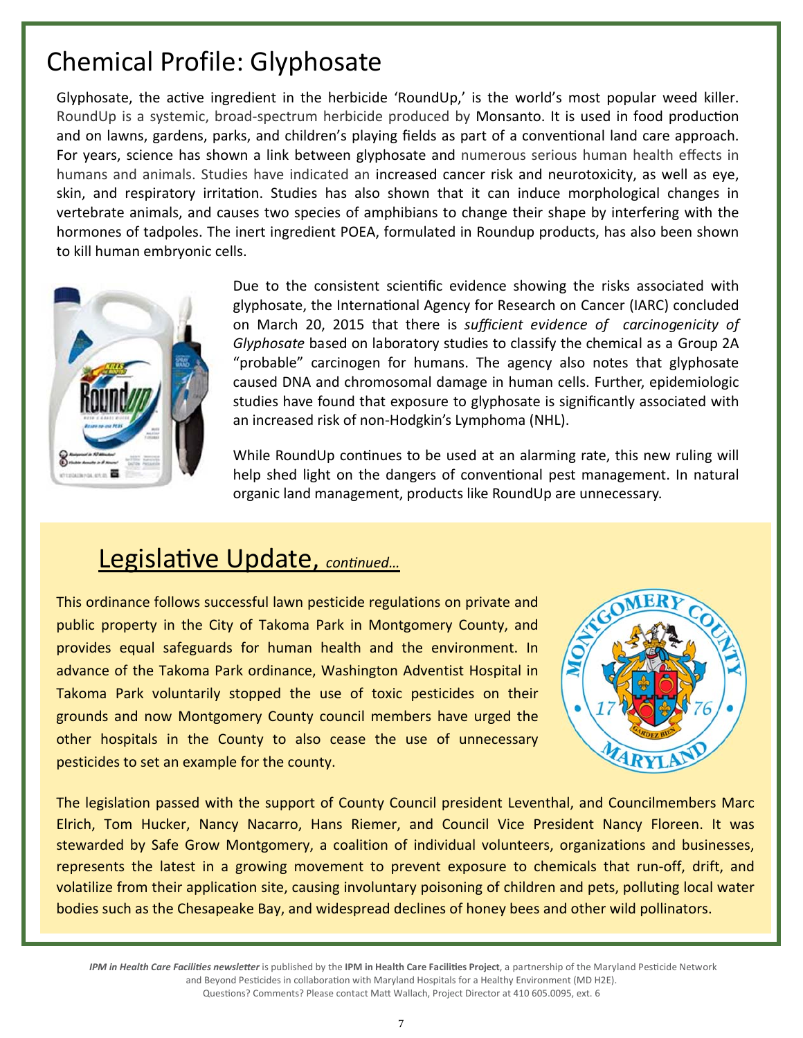# Chemical Profile: Glyphosate

Glyphosate, the active ingredient in the herbicide 'RoundUp,' is the world's most popular weed killer. RoundUp is a systemic, broad-spectrum herbicide produced by Monsanto. It is used in food production and on lawns, gardens, parks, and children's playing fields as part of a conventional land care approach. For years, science has shown a link between glyphosate and numerous serious human health effects in humans and animals. Studies have indicated an increased cancer risk and neurotoxicity, as well as eye, skin, and respiratory irritation. Studies has also shown that it can induce morphological changes in vertebrate animals, and causes two species of amphibians to change their shape by interfering with the hormones of tadpoles. The inert ingredient POEA, formulated in Roundup products, has also been shown to kill human embryonic cells.

Due to the consistent scientific evidence showing the risks associated with glyphosate, the International Agency for Research on Cancer (IARC) concluded on March 20, 2015 that there is *sufficient evidence of carcinogenicity of Glyphosate* based on laboratory studies to classify the chemical as a Group 2A "probable" carcinogen for humans. The agency also notes that glyphosate caused DNA and chromosomal damage in human cells. Further, epidemiologic studies have found that exposure to glyphosate is significantly associated with an increased risk of non-Hodgkin's Lymphoma (NHL).

While RoundUp continues to be used at an alarming rate, this new ruling will help shed light on the dangers of conventional pest management. In natural organic land management, products like RoundUp are unnecessary.

## Legislative Update, *continued…*

This ordinance follows successful lawn pesticide regulations on private and public property in the City of Takoma Park in Montgomery County, and provides equal safeguards for human health and the environment. In advance of the Takoma Park ordinance, Washington Adventist Hospital in Takoma Park voluntarily stopped the use of toxic pesticides on their grounds and now Montgomery County council members have urged the other hospitals in the County to also cease the use of unnecessary pesticides to set an example for the county.

The legislation passed with the support of County Council president Leventhal, and Councilmembers Marc Elrich, Tom Hucker, Nancy Nacarro, Hans Riemer, and Council Vice President Nancy Floreen. It was stewarded by Safe Grow Montgomery, a coalition of individual volunteers, organizations and businesses, represents the latest in a growing movement to prevent exposure to chemicals that run-off, drift, and volatilize from their application site, causing involuntary poisoning of children and pets, polluting local water bodies such as the Chesapeake Bay, and widespread declines of honey bees and other wild pollinators.

***IPM in Health Care Facilities newsletter*** is published by the **IPM in Health Care Facilities Project**, a partnership of the Maryland Pesticide Network and Beyond Pesticides in collaboration with Maryland Hospitals for a Healthy Environment (MD H2E).
Questions? Comments? Please contact Matt Wallach, Project Director at 410 605.0095, ext. 6